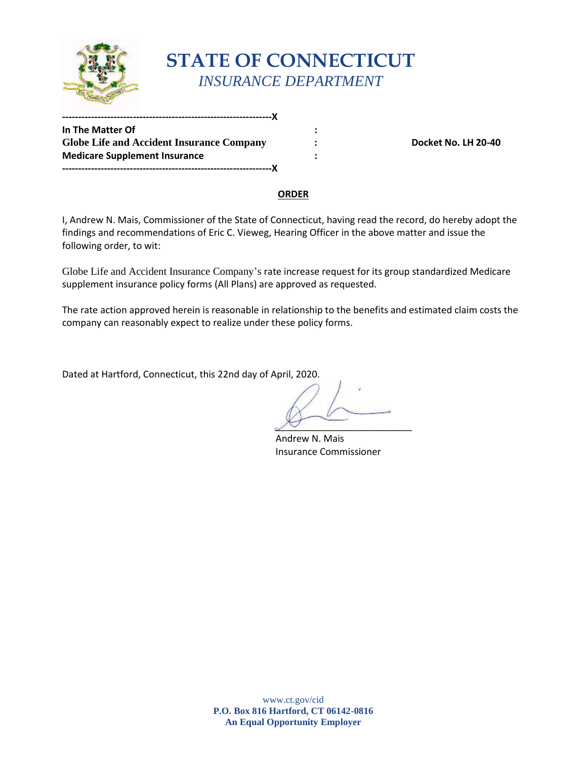# STATE OF CONNECTICUT

*INSURANCE DEPARTMENT*

---------------------------------------------------------------X

**In The Matter Of** :

**Globe Life and Accident Insurance Company** : **Docket No. LH 20-40**

**Medicare Supplement Insurance** :

---------------------------------------------------------------X

**ORDER**

I, Andrew N. Mais, Commissioner of the State of Connecticut, having read the record, do hereby adopt the findings and recommendations of Eric C. Vieweg, Hearing Officer in the above matter and issue the following order, to wit:

Globe Life and Accident Insurance Company's rate increase request for its group standardized Medicare supplement insurance policy forms (All Plans) are approved as requested.

The rate action approved herein is reasonable in relationship to the benefits and estimated claim costs the company can reasonably expect to realize under these policy forms.

Dated at Hartford, Connecticut, this 22nd day of April, 2020.

___________________________

Andrew N. Mais

Insurance Commissioner

www.ct.gov/cid

**P.O. Box 816 Hartford, CT 06142-0816**

**An Equal Opportunity Employer**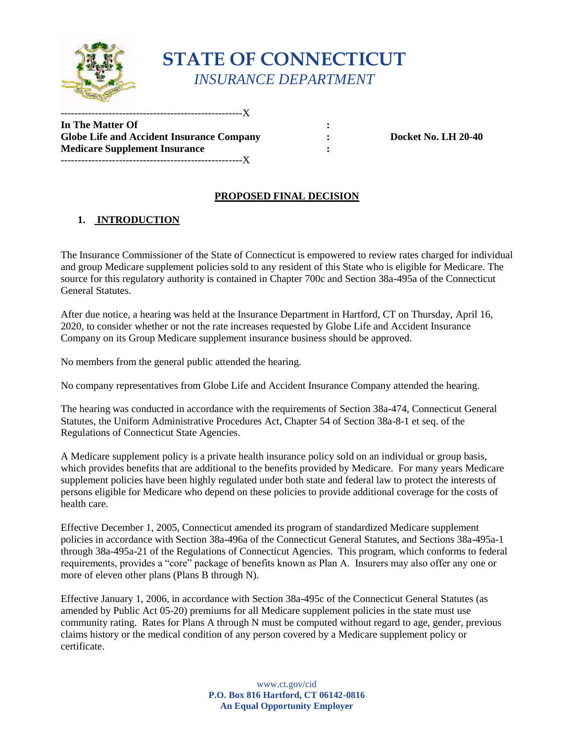# STATE OF CONNECTICUT
*INSURANCE DEPARTMENT*

```
----------------------------------------------------X
In The Matter Of                                        :
Globe Life and Accident Insurance Company               :        Docket No. LH 20-40
Medicare Supplement Insurance                           :
----------------------------------------------------X
```

## PROPOSED FINAL DECISION

### 1. INTRODUCTION

The Insurance Commissioner of the State of Connecticut is empowered to review rates charged for individual and group Medicare supplement policies sold to any resident of this State who is eligible for Medicare. The source for this regulatory authority is contained in Chapter 700c and Section 38a-495a of the Connecticut General Statutes.

After due notice, a hearing was held at the Insurance Department in Hartford, CT on Thursday, April 16, 2020, to consider whether or not the rate increases requested by Globe Life and Accident Insurance Company on its Group Medicare supplement insurance business should be approved.

No members from the general public attended the hearing.

No company representatives from Globe Life and Accident Insurance Company attended the hearing.

The hearing was conducted in accordance with the requirements of Section 38a-474, Connecticut General Statutes, the Uniform Administrative Procedures Act, Chapter 54 of Section 38a-8-1 et seq. of the Regulations of Connecticut State Agencies.

A Medicare supplement policy is a private health insurance policy sold on an individual or group basis, which provides benefits that are additional to the benefits provided by Medicare. For many years Medicare supplement policies have been highly regulated under both state and federal law to protect the interests of persons eligible for Medicare who depend on these policies to provide additional coverage for the costs of health care.

Effective December 1, 2005, Connecticut amended its program of standardized Medicare supplement policies in accordance with Section 38a-496a of the Connecticut General Statutes, and Sections 38a-495a-1 through 38a-495a-21 of the Regulations of Connecticut Agencies. This program, which conforms to federal requirements, provides a "core" package of benefits known as Plan A. Insurers may also offer any one or more of eleven other plans (Plans B through N).

Effective January 1, 2006, in accordance with Section 38a-495c of the Connecticut General Statutes (as amended by Public Act 05-20) premiums for all Medicare supplement policies in the state must use community rating. Rates for Plans A through N must be computed without regard to age, gender, previous claims history or the medical condition of any person covered by a Medicare supplement policy or certificate.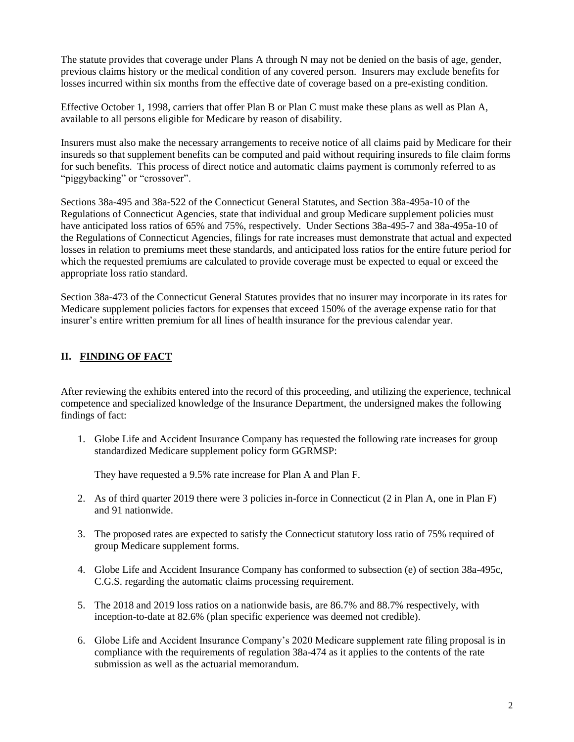The statute provides that coverage under Plans A through N may not be denied on the basis of age, gender, previous claims history or the medical condition of any covered person. Insurers may exclude benefits for losses incurred within six months from the effective date of coverage based on a pre-existing condition.

Effective October 1, 1998, carriers that offer Plan B or Plan C must make these plans as well as Plan A, available to all persons eligible for Medicare by reason of disability.

Insurers must also make the necessary arrangements to receive notice of all claims paid by Medicare for their insureds so that supplement benefits can be computed and paid without requiring insureds to file claim forms for such benefits. This process of direct notice and automatic claims payment is commonly referred to as "piggybacking" or "crossover".

Sections 38a-495 and 38a-522 of the Connecticut General Statutes, and Section 38a-495a-10 of the Regulations of Connecticut Agencies, state that individual and group Medicare supplement policies must have anticipated loss ratios of 65% and 75%, respectively. Under Sections 38a-495-7 and 38a-495a-10 of the Regulations of Connecticut Agencies, filings for rate increases must demonstrate that actual and expected losses in relation to premiums meet these standards, and anticipated loss ratios for the entire future period for which the requested premiums are calculated to provide coverage must be expected to equal or exceed the appropriate loss ratio standard.

Section 38a-473 of the Connecticut General Statutes provides that no insurer may incorporate in its rates for Medicare supplement policies factors for expenses that exceed 150% of the average expense ratio for that insurer's entire written premium for all lines of health insurance for the previous calendar year.

## II. FINDING OF FACT

After reviewing the exhibits entered into the record of this proceeding, and utilizing the experience, technical competence and specialized knowledge of the Insurance Department, the undersigned makes the following findings of fact:

1. Globe Life and Accident Insurance Company has requested the following rate increases for group standardized Medicare supplement policy form GGRMSP:

   They have requested a 9.5% rate increase for Plan A and Plan F.

2. As of third quarter 2019 there were 3 policies in-force in Connecticut (2 in Plan A, one in Plan F) and 91 nationwide.

3. The proposed rates are expected to satisfy the Connecticut statutory loss ratio of 75% required of group Medicare supplement forms.

4. Globe Life and Accident Insurance Company has conformed to subsection (e) of section 38a-495c, C.G.S. regarding the automatic claims processing requirement.

5. The 2018 and 2019 loss ratios on a nationwide basis, are 86.7% and 88.7% respectively, with inception-to-date at 82.6% (plan specific experience was deemed not credible).

6. Globe Life and Accident Insurance Company's 2020 Medicare supplement rate filing proposal is in compliance with the requirements of regulation 38a-474 as it applies to the contents of the rate submission as well as the actuarial memorandum.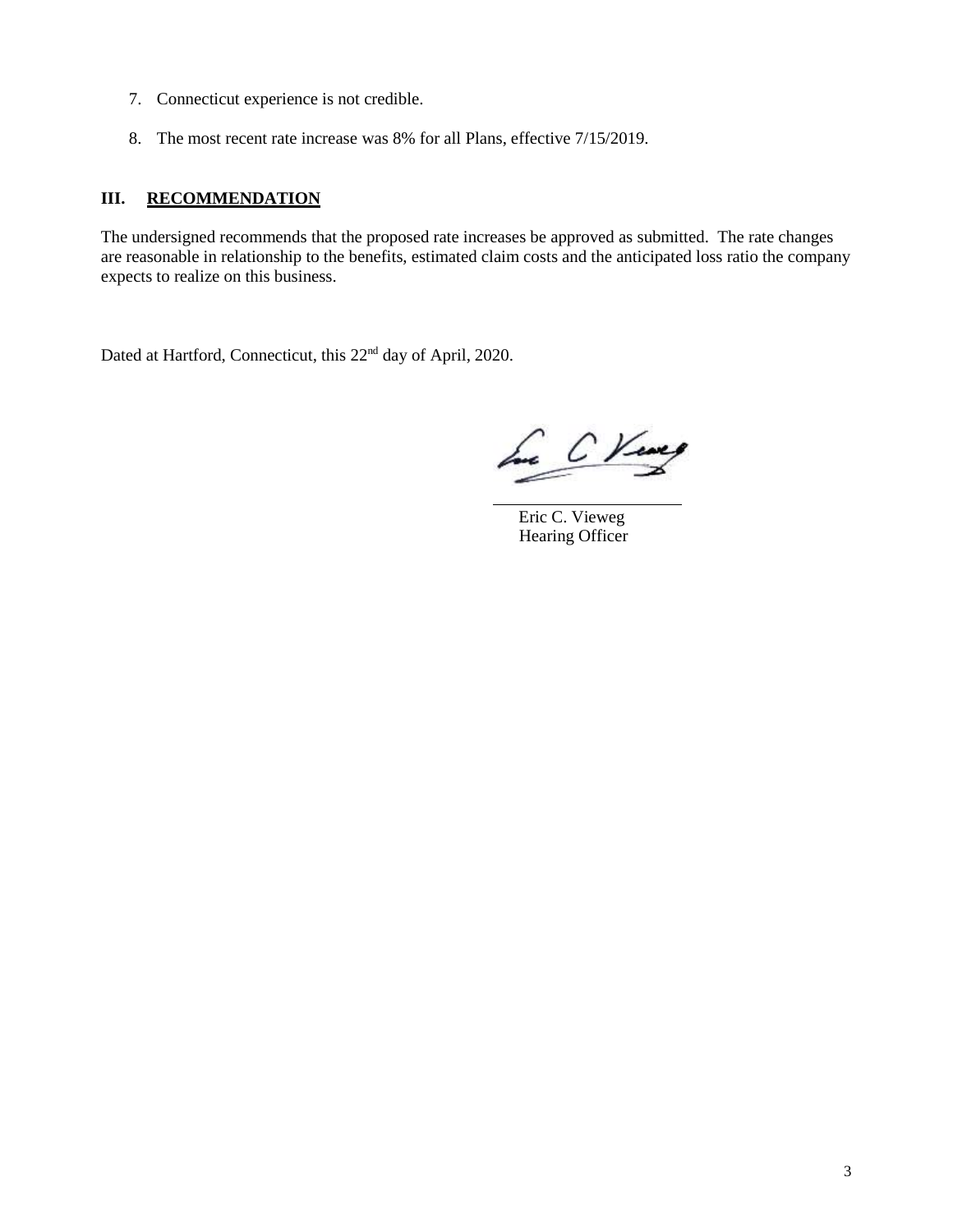7. Connecticut experience is not credible.

8. The most recent rate increase was 8% for all Plans, effective 7/15/2019.

## III. RECOMMENDATION

The undersigned recommends that the proposed rate increases be approved as submitted. The rate changes are reasonable in relationship to the benefits, estimated claim costs and the anticipated loss ratio the company expects to realize on this business.

Dated at Hartford, Connecticut, this 22nd day of April, 2020.

Eric C. Vieweg
Hearing Officer